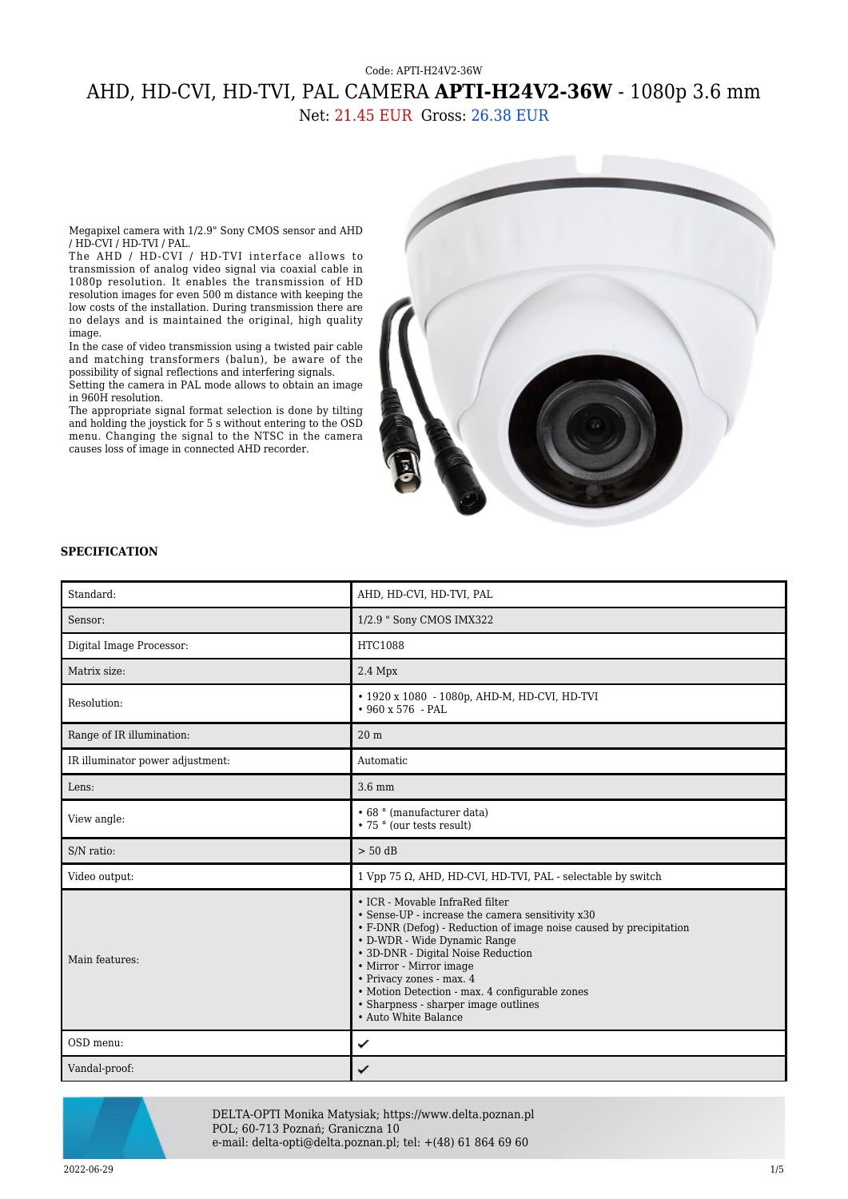Code: APTI-H24V2-36W

# AHD, HD-CVI, HD-TVI, PAL CAMERA **APTI-H24V2-36W** - 1080p 3.6 mm

Net: 21.45 EUR Gross: 26.38 EUR

Megapixel camera with 1/2.9" Sony CMOS sensor and AHD / HD-CVI / HD-TVI / PAL.
The AHD / HD-CVI / HD-TVI interface allows to transmission of analog video signal via coaxial cable in 1080p resolution. It enables the transmission of HD resolution images for even 500 m distance with keeping the low costs of the installation. During transmission there are no delays and is maintained the original, high quality image.
In the case of video transmission using a twisted pair cable and matching transformers (balun), be aware of the possibility of signal reflections and interfering signals.
Setting the camera in PAL mode allows to obtain an image in 960H resolution.
The appropriate signal format selection is done by tilting and holding the joystick for 5 s without entering to the OSD menu. Changing the signal to the NTSC in the camera causes loss of image in connected AHD recorder.

**SPECIFICATION**

| | |
|---|---|
| Standard: | AHD, HD-CVI, HD-TVI, PAL |
| Sensor: | 1/2.9 " Sony CMOS IMX322 |
| Digital Image Processor: | HTC1088 |
| Matrix size: | 2.4 Mpx |
| Resolution: | • 1920 x 1080 - 1080p, AHD-M, HD-CVI, HD-TVI<br>• 960 x 576 - PAL |
| Range of IR illumination: | 20 m |
| IR illuminator power adjustment: | Automatic |
| Lens: | 3.6 mm |
| View angle: | • 68 ° (manufacturer data)<br>• 75 ° (our tests result) |
| S/N ratio: | > 50 dB |
| Video output: | 1 Vpp 75 Ω, AHD, HD-CVI, HD-TVI, PAL - selectable by switch |
| Main features: | • ICR - Movable InfraRed filter<br>• Sense-UP - increase the camera sensitivity x30<br>• F-DNR (Defog) - Reduction of image noise caused by precipitation<br>• D-WDR - Wide Dynamic Range<br>• 3D-DNR - Digital Noise Reduction<br>• Mirror - Mirror image<br>• Privacy zones - max. 4<br>• Motion Detection - max. 4 configurable zones<br>• Sharpness - sharper image outlines<br>• Auto White Balance |
| OSD menu: | ✔ |
| Vandal-proof: | ✔ |

DELTA-OPTI Monika Matysiak; https://www.delta.poznan.pl
POL; 60-713 Poznań; Graniczna 10
e-mail: delta-opti@delta.poznan.pl; tel: +(48) 61 864 69 60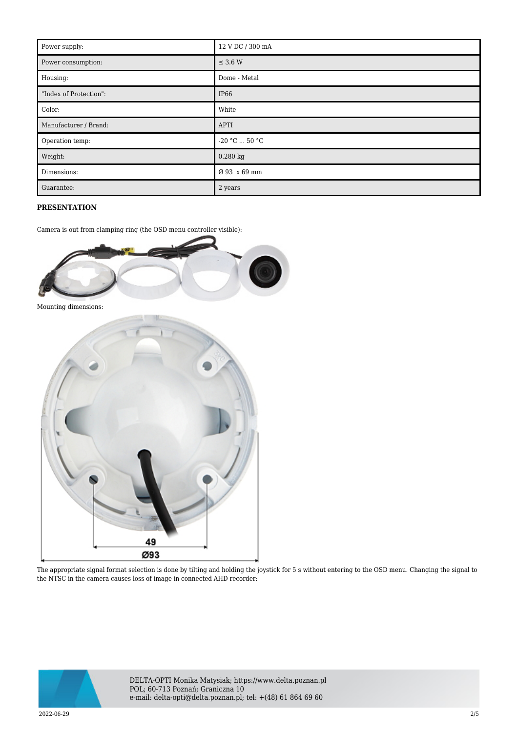| Power supply: | 12 V DC / 300 mA |
| --- | --- |
| Power consumption: | ≤ 3.6 W |
| Housing: | Dome - Metal |
| "Index of Protection": | IP66 |
| Color: | White |
| Manufacturer / Brand: | APTI |
| Operation temp: | -20 °C ... 50 °C |
| Weight: | 0.280 kg |
| Dimensions: | Ø 93 x 69 mm |
| Guarantee: | 2 years |

**PRESENTATION**

Camera is out from clamping ring (the OSD menu controller visible):

Mounting dimensions:

The appropriate signal format selection is done by tilting and holding the joystick for 5 s without entering to the OSD menu. Changing the signal to the NTSC in the camera causes loss of image in connected AHD recorder: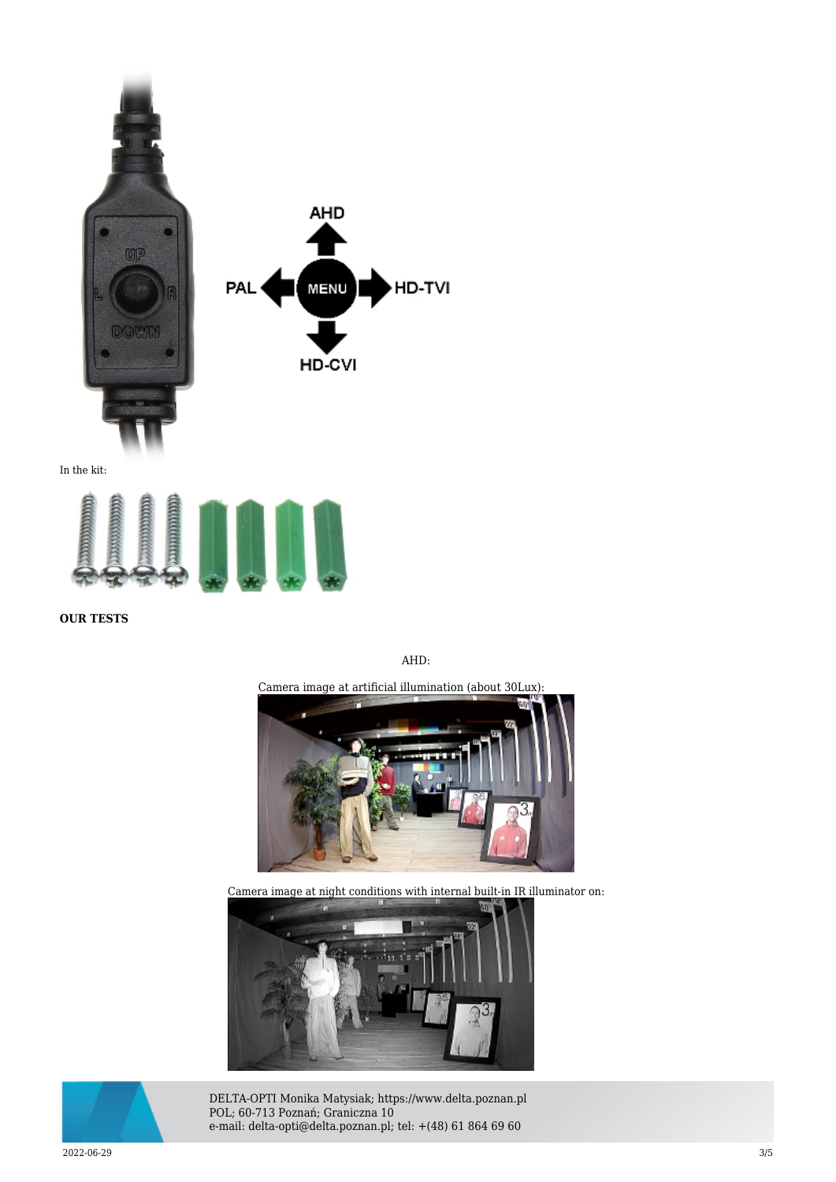In the kit:

**OUR TESTS**

AHD:

Camera image at artificial illumination (about 30Lux):

Camera image at night conditions with internal built-in IR illuminator on: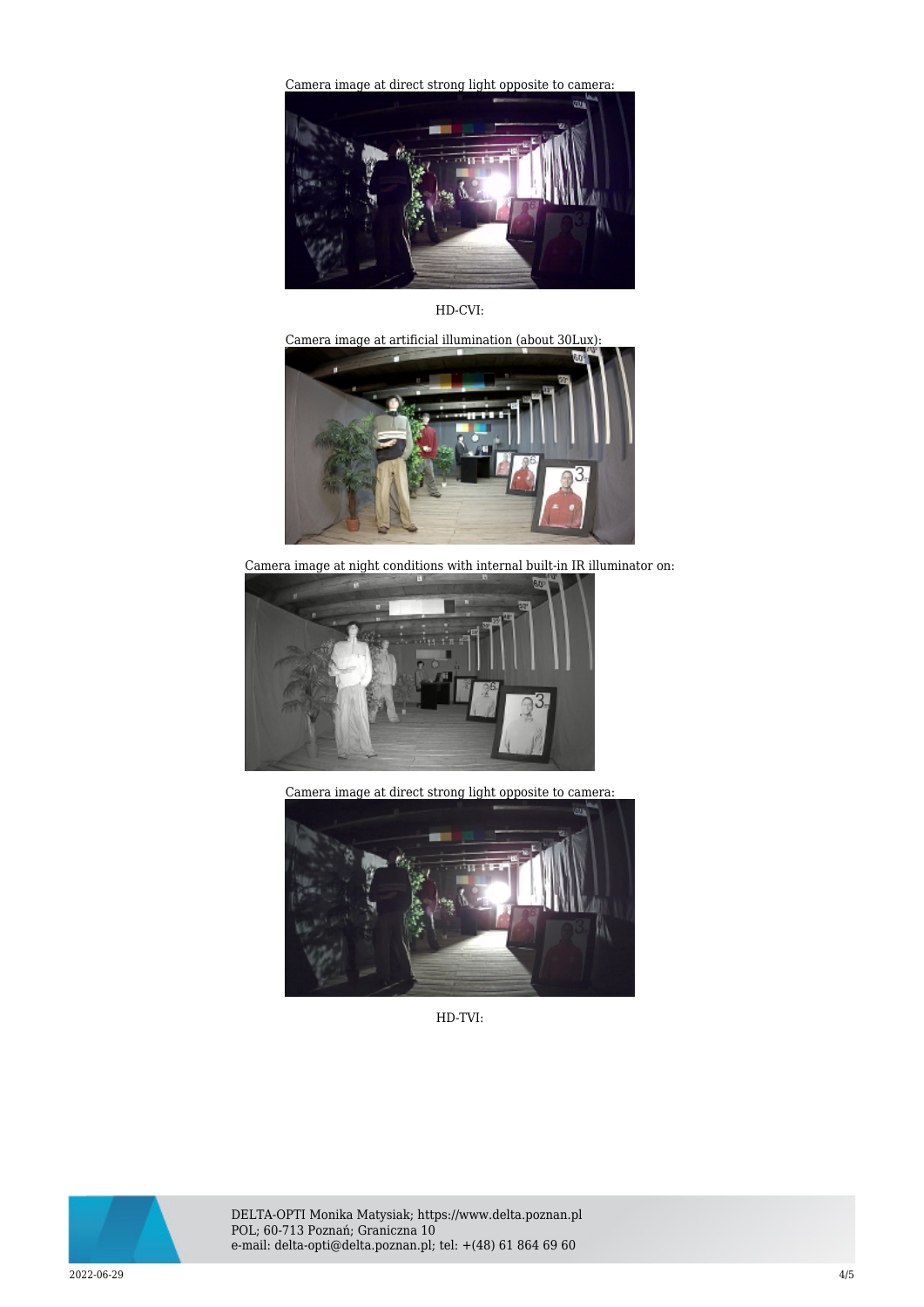Camera image at direct strong light opposite to camera:

HD-CVI:

Camera image at artificial illumination (about 30Lux):

Camera image at night conditions with internal built-in IR illuminator on:

Camera image at direct strong light opposite to camera:

HD-TVI: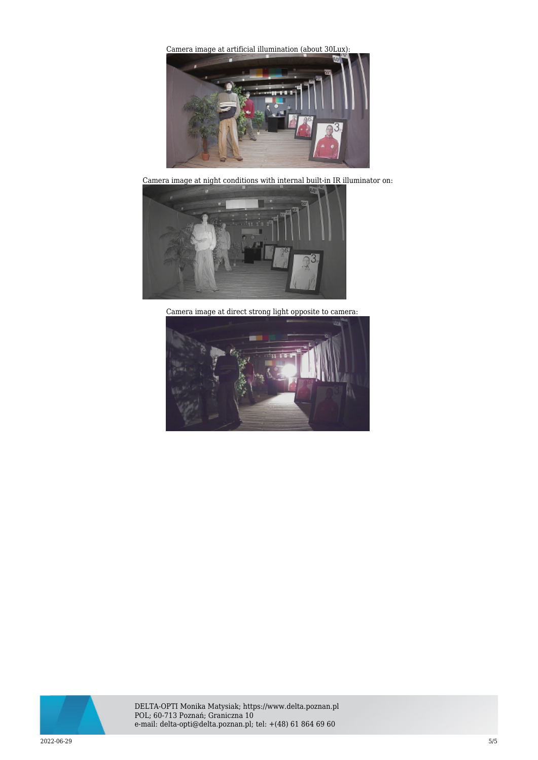Camera image at artificial illumination (about 30Lux):

Camera image at night conditions with internal built-in IR illuminator on:

Camera image at direct strong light opposite to camera: